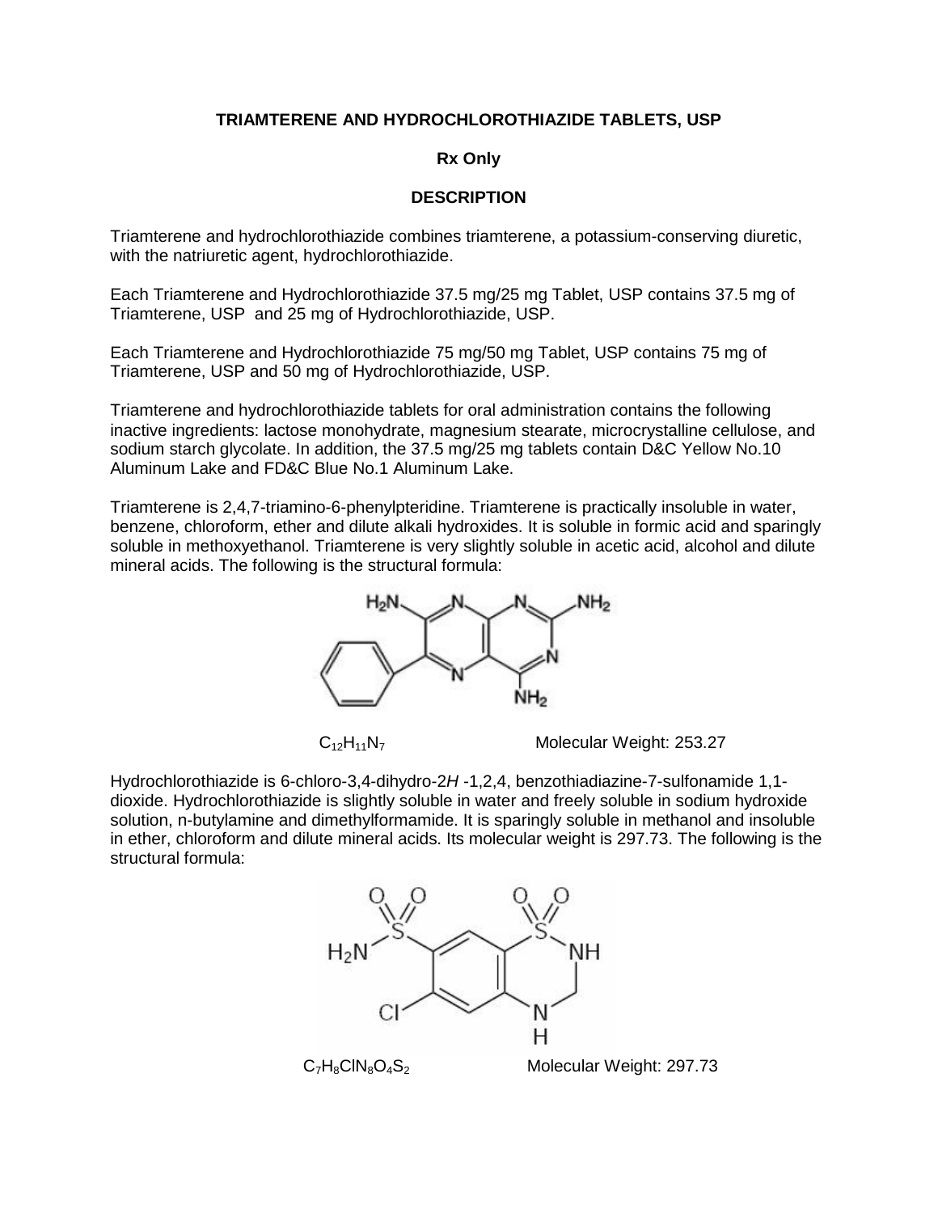**TRIAMTERENE AND HYDROCHLOROTHIAZIDE TABLETS, USP**

**Rx Only**

**DESCRIPTION**

Triamterene and hydrochlorothiazide combines triamterene, a potassium-conserving diuretic, with the natriuretic agent, hydrochlorothiazide.

Each Triamterene and Hydrochlorothiazide 37.5 mg/25 mg Tablet, USP contains 37.5 mg of Triamterene, USP and 25 mg of Hydrochlorothiazide, USP.

Each Triamterene and Hydrochlorothiazide 75 mg/50 mg Tablet, USP contains 75 mg of Triamterene, USP and 50 mg of Hydrochlorothiazide, USP.

Triamterene and hydrochlorothiazide tablets for oral administration contains the following inactive ingredients: lactose monohydrate, magnesium stearate, microcrystalline cellulose, and sodium starch glycolate. In addition, the 37.5 mg/25 mg tablets contain D&C Yellow No.10 Aluminum Lake and FD&C Blue No.1 Aluminum Lake.

Triamterene is 2,4,7-triamino-6-phenylpteridine. Triamterene is practically insoluble in water, benzene, chloroform, ether and dilute alkali hydroxides. It is soluble in formic acid and sparingly soluble in methoxyethanol. Triamterene is very slightly soluble in acetic acid, alcohol and dilute mineral acids. The following is the structural formula:

$C_{12}H_{11}N_7$ Molecular Weight: 253.27

Hydrochlorothiazide is 6-chloro-3,4-dihydro-2*H* -1,2,4, benzothiadiazine-7-sulfonamide 1,1-dioxide. Hydrochlorothiazide is slightly soluble in water and freely soluble in sodium hydroxide solution, n-butylamine and dimethylformamide. It is sparingly soluble in methanol and insoluble in ether, chloroform and dilute mineral acids. Its molecular weight is 297.73. The following is the structural formula:

$C_7H_8ClN_8O_4S_2$ Molecular Weight: 297.73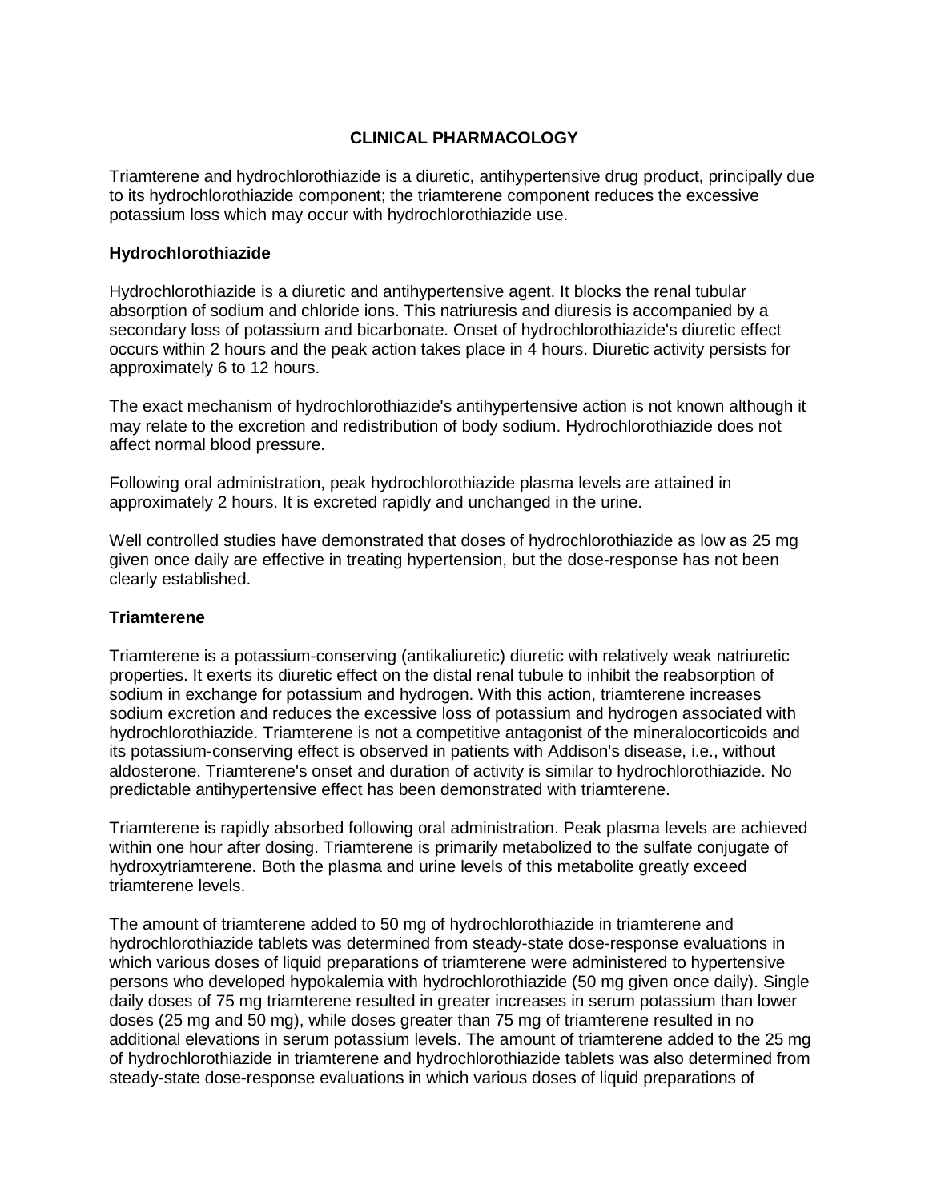## CLINICAL PHARMACOLOGY

Triamterene and hydrochlorothiazide is a diuretic, antihypertensive drug product, principally due to its hydrochlorothiazide component; the triamterene component reduces the excessive potassium loss which may occur with hydrochlorothiazide use.

### Hydrochlorothiazide

Hydrochlorothiazide is a diuretic and antihypertensive agent. It blocks the renal tubular absorption of sodium and chloride ions. This natriuresis and diuresis is accompanied by a secondary loss of potassium and bicarbonate. Onset of hydrochlorothiazide's diuretic effect occurs within 2 hours and the peak action takes place in 4 hours. Diuretic activity persists for approximately 6 to 12 hours.

The exact mechanism of hydrochlorothiazide's antihypertensive action is not known although it may relate to the excretion and redistribution of body sodium. Hydrochlorothiazide does not affect normal blood pressure.

Following oral administration, peak hydrochlorothiazide plasma levels are attained in approximately 2 hours. It is excreted rapidly and unchanged in the urine.

Well controlled studies have demonstrated that doses of hydrochlorothiazide as low as 25 mg given once daily are effective in treating hypertension, but the dose-response has not been clearly established.

### Triamterene

Triamterene is a potassium-conserving (antikaliuretic) diuretic with relatively weak natriuretic properties. It exerts its diuretic effect on the distal renal tubule to inhibit the reabsorption of sodium in exchange for potassium and hydrogen. With this action, triamterene increases sodium excretion and reduces the excessive loss of potassium and hydrogen associated with hydrochlorothiazide. Triamterene is not a competitive antagonist of the mineralocorticoids and its potassium-conserving effect is observed in patients with Addison's disease, i.e., without aldosterone. Triamterene's onset and duration of activity is similar to hydrochlorothiazide. No predictable antihypertensive effect has been demonstrated with triamterene.

Triamterene is rapidly absorbed following oral administration. Peak plasma levels are achieved within one hour after dosing. Triamterene is primarily metabolized to the sulfate conjugate of hydroxytriamterene. Both the plasma and urine levels of this metabolite greatly exceed triamterene levels.

The amount of triamterene added to 50 mg of hydrochlorothiazide in triamterene and hydrochlorothiazide tablets was determined from steady-state dose-response evaluations in which various doses of liquid preparations of triamterene were administered to hypertensive persons who developed hypokalemia with hydrochlorothiazide (50 mg given once daily). Single daily doses of 75 mg triamterene resulted in greater increases in serum potassium than lower doses (25 mg and 50 mg), while doses greater than 75 mg of triamterene resulted in no additional elevations in serum potassium levels. The amount of triamterene added to the 25 mg of hydrochlorothiazide in triamterene and hydrochlorothiazide tablets was also determined from steady-state dose-response evaluations in which various doses of liquid preparations of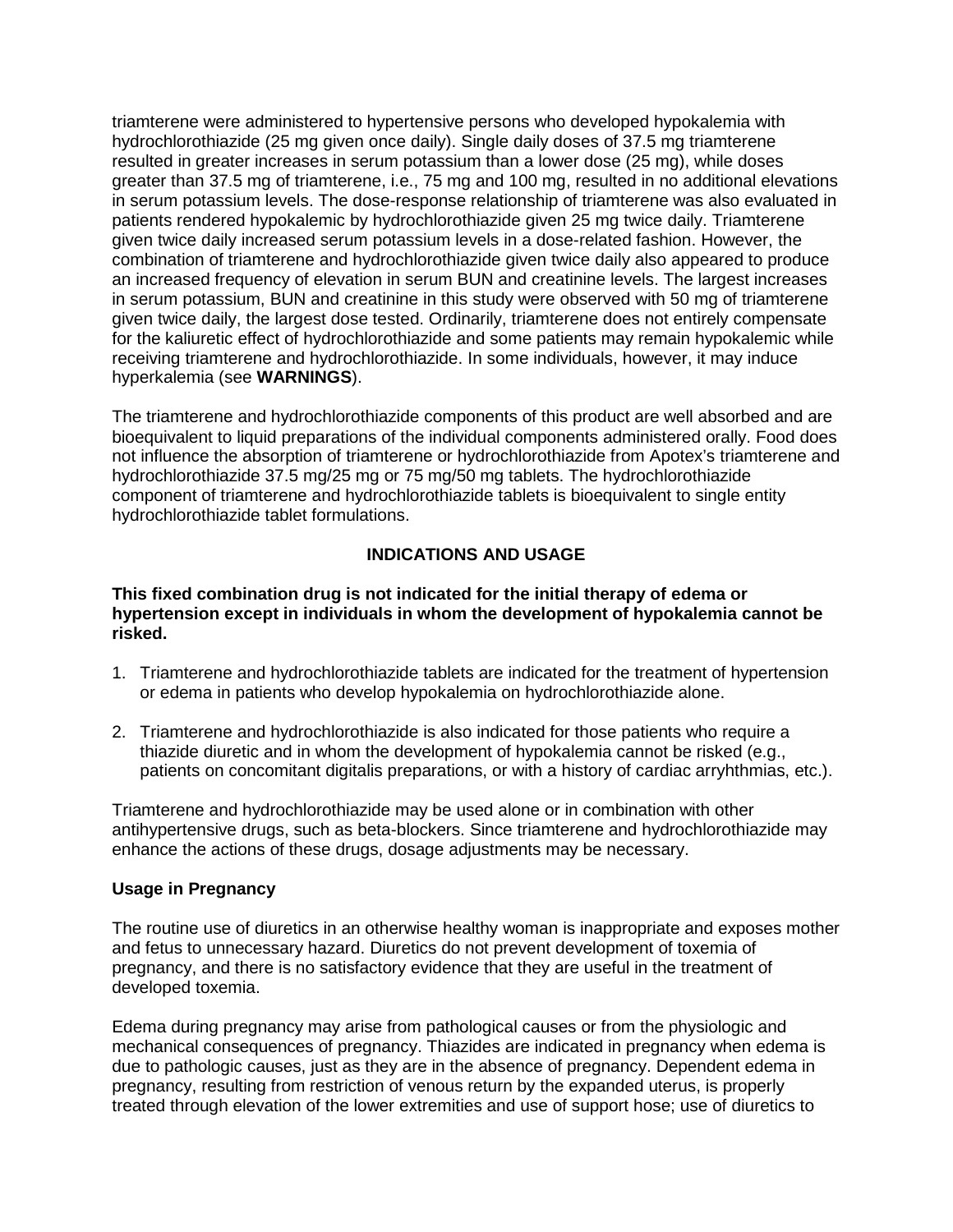triamterene were administered to hypertensive persons who developed hypokalemia with hydrochlorothiazide (25 mg given once daily). Single daily doses of 37.5 mg triamterene resulted in greater increases in serum potassium than a lower dose (25 mg), while doses greater than 37.5 mg of triamterene, i.e., 75 mg and 100 mg, resulted in no additional elevations in serum potassium levels. The dose-response relationship of triamterene was also evaluated in patients rendered hypokalemic by hydrochlorothiazide given 25 mg twice daily. Triamterene given twice daily increased serum potassium levels in a dose-related fashion. However, the combination of triamterene and hydrochlorothiazide given twice daily also appeared to produce an increased frequency of elevation in serum BUN and creatinine levels. The largest increases in serum potassium, BUN and creatinine in this study were observed with 50 mg of triamterene given twice daily, the largest dose tested. Ordinarily, triamterene does not entirely compensate for the kaliuretic effect of hydrochlorothiazide and some patients may remain hypokalemic while receiving triamterene and hydrochlorothiazide. In some individuals, however, it may induce hyperkalemia (see **WARNINGS**).

The triamterene and hydrochlorothiazide components of this product are well absorbed and are bioequivalent to liquid preparations of the individual components administered orally. Food does not influence the absorption of triamterene or hydrochlorothiazide from Apotex's triamterene and hydrochlorothiazide 37.5 mg/25 mg or 75 mg/50 mg tablets. The hydrochlorothiazide component of triamterene and hydrochlorothiazide tablets is bioequivalent to single entity hydrochlorothiazide tablet formulations.

## INDICATIONS AND USAGE

**This fixed combination drug is not indicated for the initial therapy of edema or hypertension except in individuals in whom the development of hypokalemia cannot be risked.**

1. Triamterene and hydrochlorothiazide tablets are indicated for the treatment of hypertension or edema in patients who develop hypokalemia on hydrochlorothiazide alone.

2. Triamterene and hydrochlorothiazide is also indicated for those patients who require a thiazide diuretic and in whom the development of hypokalemia cannot be risked (e.g., patients on concomitant digitalis preparations, or with a history of cardiac arryhthmias, etc.).

Triamterene and hydrochlorothiazide may be used alone or in combination with other antihypertensive drugs, such as beta-blockers. Since triamterene and hydrochlorothiazide may enhance the actions of these drugs, dosage adjustments may be necessary.

### Usage in Pregnancy

The routine use of diuretics in an otherwise healthy woman is inappropriate and exposes mother and fetus to unnecessary hazard. Diuretics do not prevent development of toxemia of pregnancy, and there is no satisfactory evidence that they are useful in the treatment of developed toxemia.

Edema during pregnancy may arise from pathological causes or from the physiologic and mechanical consequences of pregnancy. Thiazides are indicated in pregnancy when edema is due to pathologic causes, just as they are in the absence of pregnancy. Dependent edema in pregnancy, resulting from restriction of venous return by the expanded uterus, is properly treated through elevation of the lower extremities and use of support hose; use of diuretics to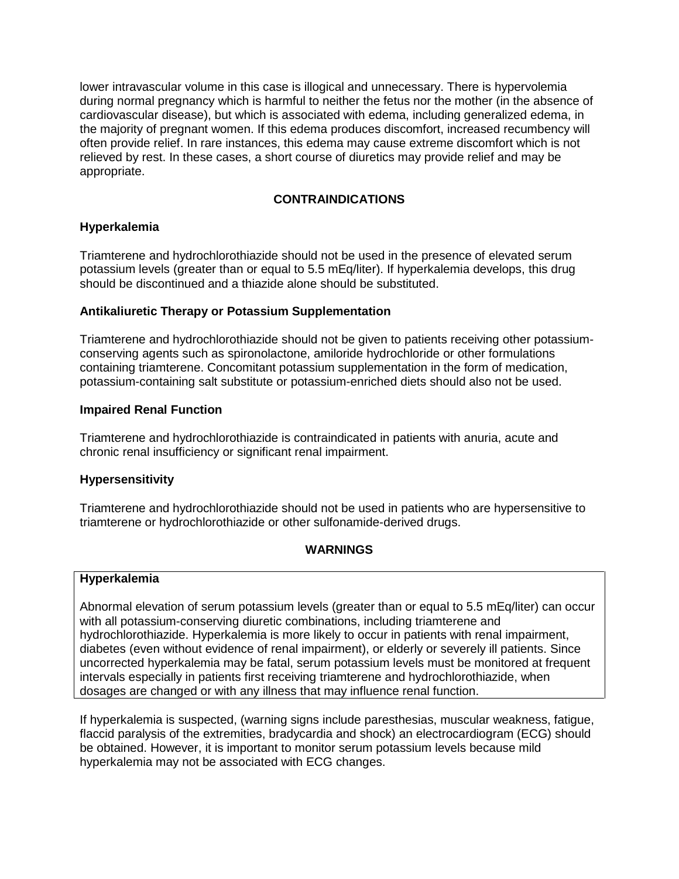lower intravascular volume in this case is illogical and unnecessary. There is hypervolemia during normal pregnancy which is harmful to neither the fetus nor the mother (in the absence of cardiovascular disease), but which is associated with edema, including generalized edema, in the majority of pregnant women. If this edema produces discomfort, increased recumbency will often provide relief. In rare instances, this edema may cause extreme discomfort which is not relieved by rest. In these cases, a short course of diuretics may provide relief and may be appropriate.

## CONTRAINDICATIONS

### Hyperkalemia

Triamterene and hydrochlorothiazide should not be used in the presence of elevated serum potassium levels (greater than or equal to 5.5 mEq/liter). If hyperkalemia develops, this drug should be discontinued and a thiazide alone should be substituted.

### Antikaliuretic Therapy or Potassium Supplementation

Triamterene and hydrochlorothiazide should not be given to patients receiving other potassium-conserving agents such as spironolactone, amiloride hydrochloride or other formulations containing triamterene. Concomitant potassium supplementation in the form of medication, potassium-containing salt substitute or potassium-enriched diets should also not be used.

### Impaired Renal Function

Triamterene and hydrochlorothiazide is contraindicated in patients with anuria, acute and chronic renal insufficiency or significant renal impairment.

### Hypersensitivity

Triamterene and hydrochlorothiazide should not be used in patients who are hypersensitive to triamterene or hydrochlorothiazide or other sulfonamide-derived drugs.

## WARNINGS

### Hyperkalemia

Abnormal elevation of serum potassium levels (greater than or equal to 5.5 mEq/liter) can occur with all potassium-conserving diuretic combinations, including triamterene and hydrochlorothiazide. Hyperkalemia is more likely to occur in patients with renal impairment, diabetes (even without evidence of renal impairment), or elderly or severely ill patients. Since uncorrected hyperkalemia may be fatal, serum potassium levels must be monitored at frequent intervals especially in patients first receiving triamterene and hydrochlorothiazide, when dosages are changed or with any illness that may influence renal function.

If hyperkalemia is suspected, (warning signs include paresthesias, muscular weakness, fatigue, flaccid paralysis of the extremities, bradycardia and shock) an electrocardiogram (ECG) should be obtained. However, it is important to monitor serum potassium levels because mild hyperkalemia may not be associated with ECG changes.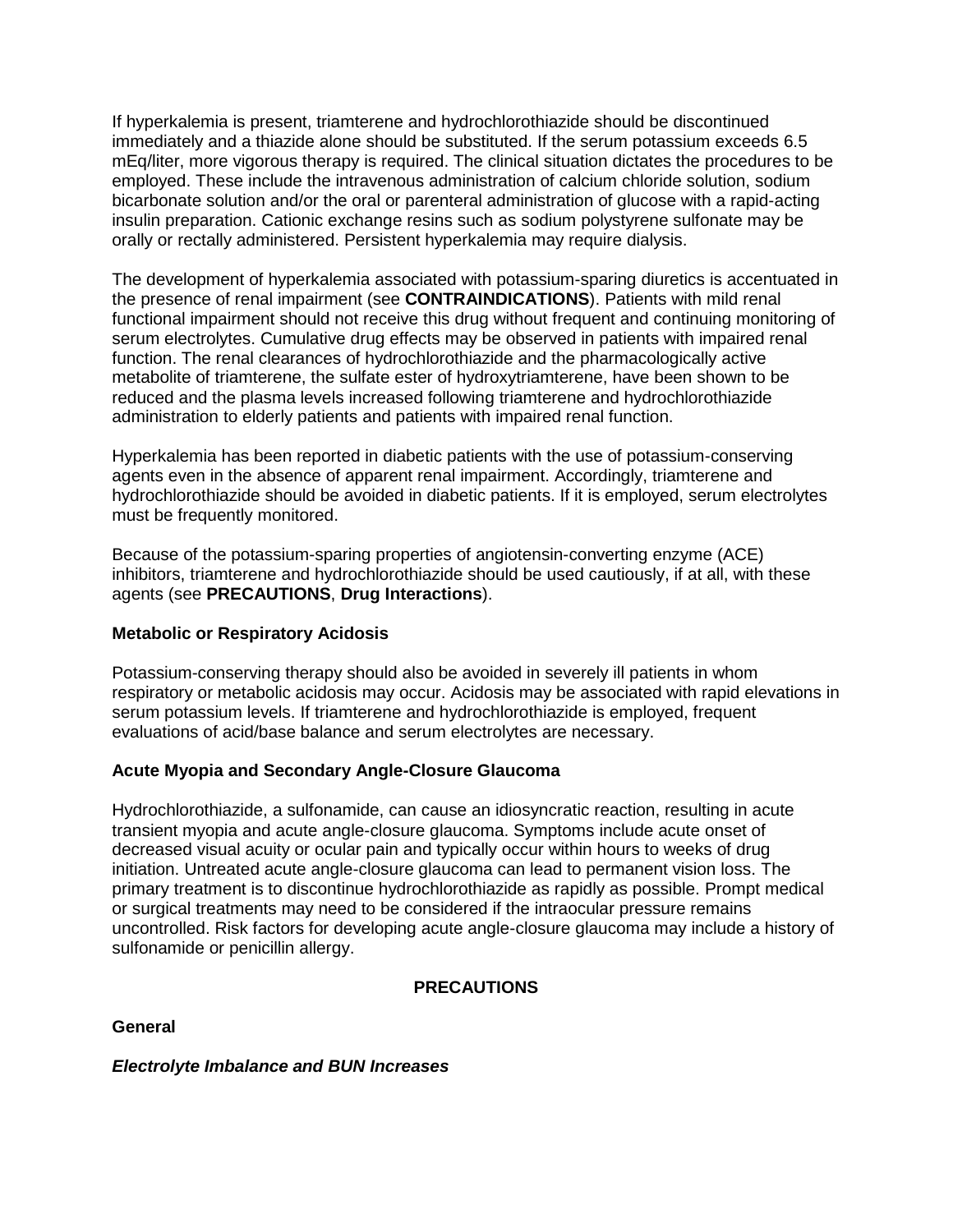If hyperkalemia is present, triamterene and hydrochlorothiazide should be discontinued immediately and a thiazide alone should be substituted. If the serum potassium exceeds 6.5 mEq/liter, more vigorous therapy is required. The clinical situation dictates the procedures to be employed. These include the intravenous administration of calcium chloride solution, sodium bicarbonate solution and/or the oral or parenteral administration of glucose with a rapid-acting insulin preparation. Cationic exchange resins such as sodium polystyrene sulfonate may be orally or rectally administered. Persistent hyperkalemia may require dialysis.

The development of hyperkalemia associated with potassium-sparing diuretics is accentuated in the presence of renal impairment (see **CONTRAINDICATIONS**). Patients with mild renal functional impairment should not receive this drug without frequent and continuing monitoring of serum electrolytes. Cumulative drug effects may be observed in patients with impaired renal function. The renal clearances of hydrochlorothiazide and the pharmacologically active metabolite of triamterene, the sulfate ester of hydroxytriamterene, have been shown to be reduced and the plasma levels increased following triamterene and hydrochlorothiazide administration to elderly patients and patients with impaired renal function.

Hyperkalemia has been reported in diabetic patients with the use of potassium-conserving agents even in the absence of apparent renal impairment. Accordingly, triamterene and hydrochlorothiazide should be avoided in diabetic patients. If it is employed, serum electrolytes must be frequently monitored.

Because of the potassium-sparing properties of angiotensin-converting enzyme (ACE) inhibitors, triamterene and hydrochlorothiazide should be used cautiously, if at all, with these agents (see **PRECAUTIONS**, **Drug Interactions**).

**Metabolic or Respiratory Acidosis**

Potassium-conserving therapy should also be avoided in severely ill patients in whom respiratory or metabolic acidosis may occur. Acidosis may be associated with rapid elevations in serum potassium levels. If triamterene and hydrochlorothiazide is employed, frequent evaluations of acid/base balance and serum electrolytes are necessary.

**Acute Myopia and Secondary Angle-Closure Glaucoma**

Hydrochlorothiazide, a sulfonamide, can cause an idiosyncratic reaction, resulting in acute transient myopia and acute angle-closure glaucoma. Symptoms include acute onset of decreased visual acuity or ocular pain and typically occur within hours to weeks of drug initiation. Untreated acute angle-closure glaucoma can lead to permanent vision loss. The primary treatment is to discontinue hydrochlorothiazide as rapidly as possible. Prompt medical or surgical treatments may need to be considered if the intraocular pressure remains uncontrolled. Risk factors for developing acute angle-closure glaucoma may include a history of sulfonamide or penicillin allergy.

## PRECAUTIONS

**General**

***Electrolyte Imbalance and BUN Increases***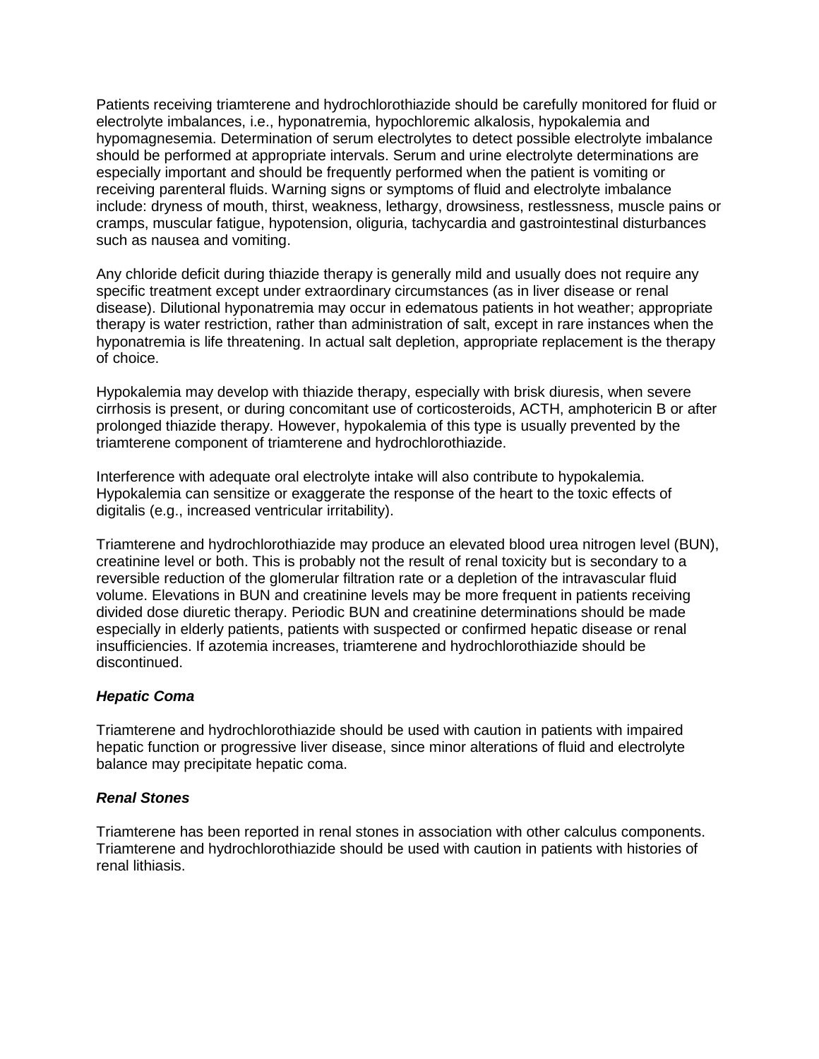Patients receiving triamterene and hydrochlorothiazide should be carefully monitored for fluid or electrolyte imbalances, i.e., hyponatremia, hypochloremic alkalosis, hypokalemia and hypomagnesemia. Determination of serum electrolytes to detect possible electrolyte imbalance should be performed at appropriate intervals. Serum and urine electrolyte determinations are especially important and should be frequently performed when the patient is vomiting or receiving parenteral fluids. Warning signs or symptoms of fluid and electrolyte imbalance include: dryness of mouth, thirst, weakness, lethargy, drowsiness, restlessness, muscle pains or cramps, muscular fatigue, hypotension, oliguria, tachycardia and gastrointestinal disturbances such as nausea and vomiting.

Any chloride deficit during thiazide therapy is generally mild and usually does not require any specific treatment except under extraordinary circumstances (as in liver disease or renal disease). Dilutional hyponatremia may occur in edematous patients in hot weather; appropriate therapy is water restriction, rather than administration of salt, except in rare instances when the hyponatremia is life threatening. In actual salt depletion, appropriate replacement is the therapy of choice.

Hypokalemia may develop with thiazide therapy, especially with brisk diuresis, when severe cirrhosis is present, or during concomitant use of corticosteroids, ACTH, amphotericin B or after prolonged thiazide therapy. However, hypokalemia of this type is usually prevented by the triamterene component of triamterene and hydrochlorothiazide.

Interference with adequate oral electrolyte intake will also contribute to hypokalemia. Hypokalemia can sensitize or exaggerate the response of the heart to the toxic effects of digitalis (e.g., increased ventricular irritability).

Triamterene and hydrochlorothiazide may produce an elevated blood urea nitrogen level (BUN), creatinine level or both. This is probably not the result of renal toxicity but is secondary to a reversible reduction of the glomerular filtration rate or a depletion of the intravascular fluid volume. Elevations in BUN and creatinine levels may be more frequent in patients receiving divided dose diuretic therapy. Periodic BUN and creatinine determinations should be made especially in elderly patients, patients with suspected or confirmed hepatic disease or renal insufficiencies. If azotemia increases, triamterene and hydrochlorothiazide should be discontinued.

#### ***Hepatic Coma***

Triamterene and hydrochlorothiazide should be used with caution in patients with impaired hepatic function or progressive liver disease, since minor alterations of fluid and electrolyte balance may precipitate hepatic coma.

#### ***Renal Stones***

Triamterene has been reported in renal stones in association with other calculus components. Triamterene and hydrochlorothiazide should be used with caution in patients with histories of renal lithiasis.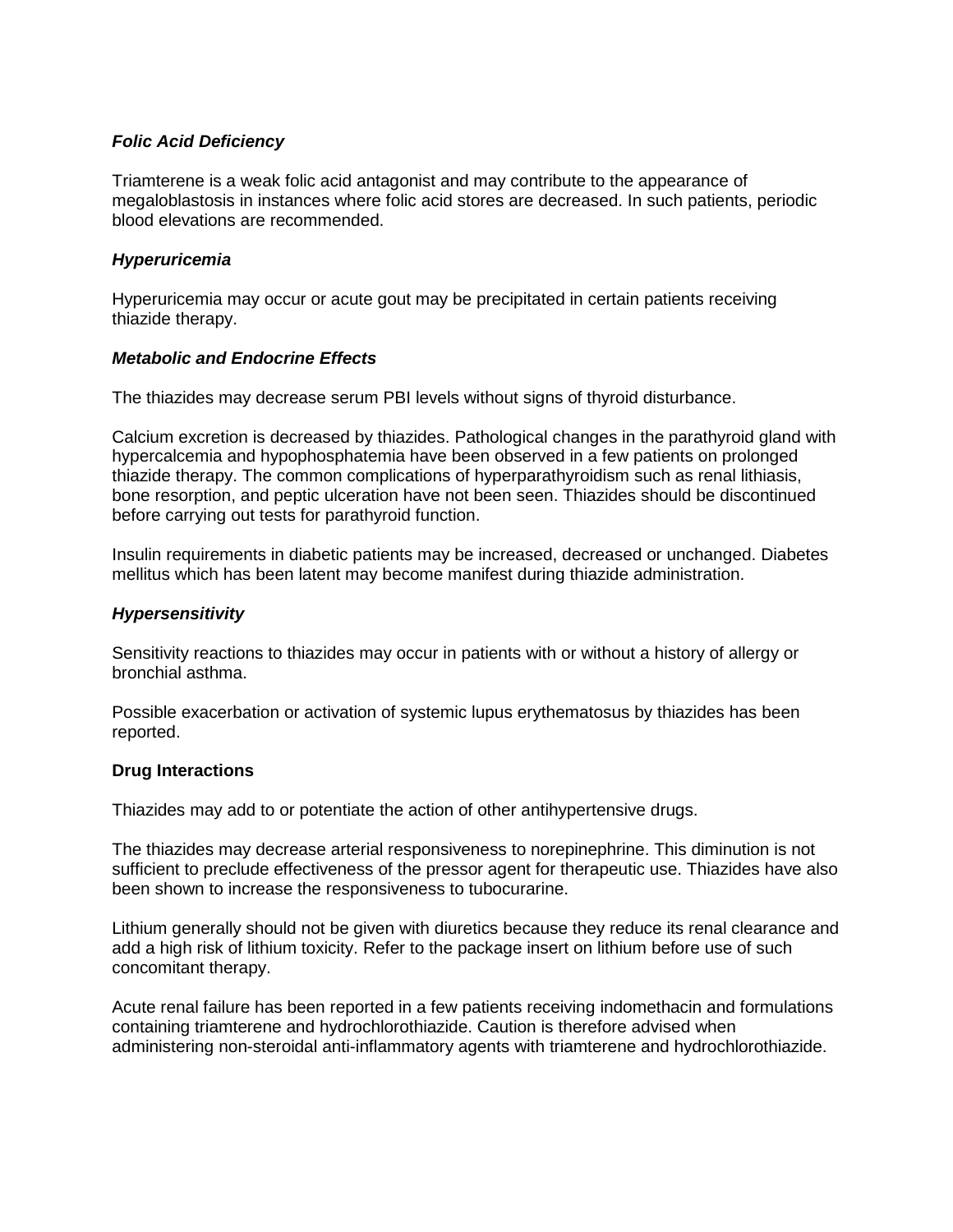***Folic Acid Deficiency***

Triamterene is a weak folic acid antagonist and may contribute to the appearance of megaloblastosis in instances where folic acid stores are decreased. In such patients, periodic blood elevations are recommended.

***Hyperuricemia***

Hyperuricemia may occur or acute gout may be precipitated in certain patients receiving thiazide therapy.

***Metabolic and Endocrine Effects***

The thiazides may decrease serum PBI levels without signs of thyroid disturbance.

Calcium excretion is decreased by thiazides. Pathological changes in the parathyroid gland with hypercalcemia and hypophosphatemia have been observed in a few patients on prolonged thiazide therapy. The common complications of hyperparathyroidism such as renal lithiasis, bone resorption, and peptic ulceration have not been seen. Thiazides should be discontinued before carrying out tests for parathyroid function.

Insulin requirements in diabetic patients may be increased, decreased or unchanged. Diabetes mellitus which has been latent may become manifest during thiazide administration.

***Hypersensitivity***

Sensitivity reactions to thiazides may occur in patients with or without a history of allergy or bronchial asthma.

Possible exacerbation or activation of systemic lupus erythematosus by thiazides has been reported.

**Drug Interactions**

Thiazides may add to or potentiate the action of other antihypertensive drugs.

The thiazides may decrease arterial responsiveness to norepinephrine. This diminution is not sufficient to preclude effectiveness of the pressor agent for therapeutic use. Thiazides have also been shown to increase the responsiveness to tubocurarine.

Lithium generally should not be given with diuretics because they reduce its renal clearance and add a high risk of lithium toxicity. Refer to the package insert on lithium before use of such concomitant therapy.

Acute renal failure has been reported in a few patients receiving indomethacin and formulations containing triamterene and hydrochlorothiazide. Caution is therefore advised when administering non-steroidal anti-inflammatory agents with triamterene and hydrochlorothiazide.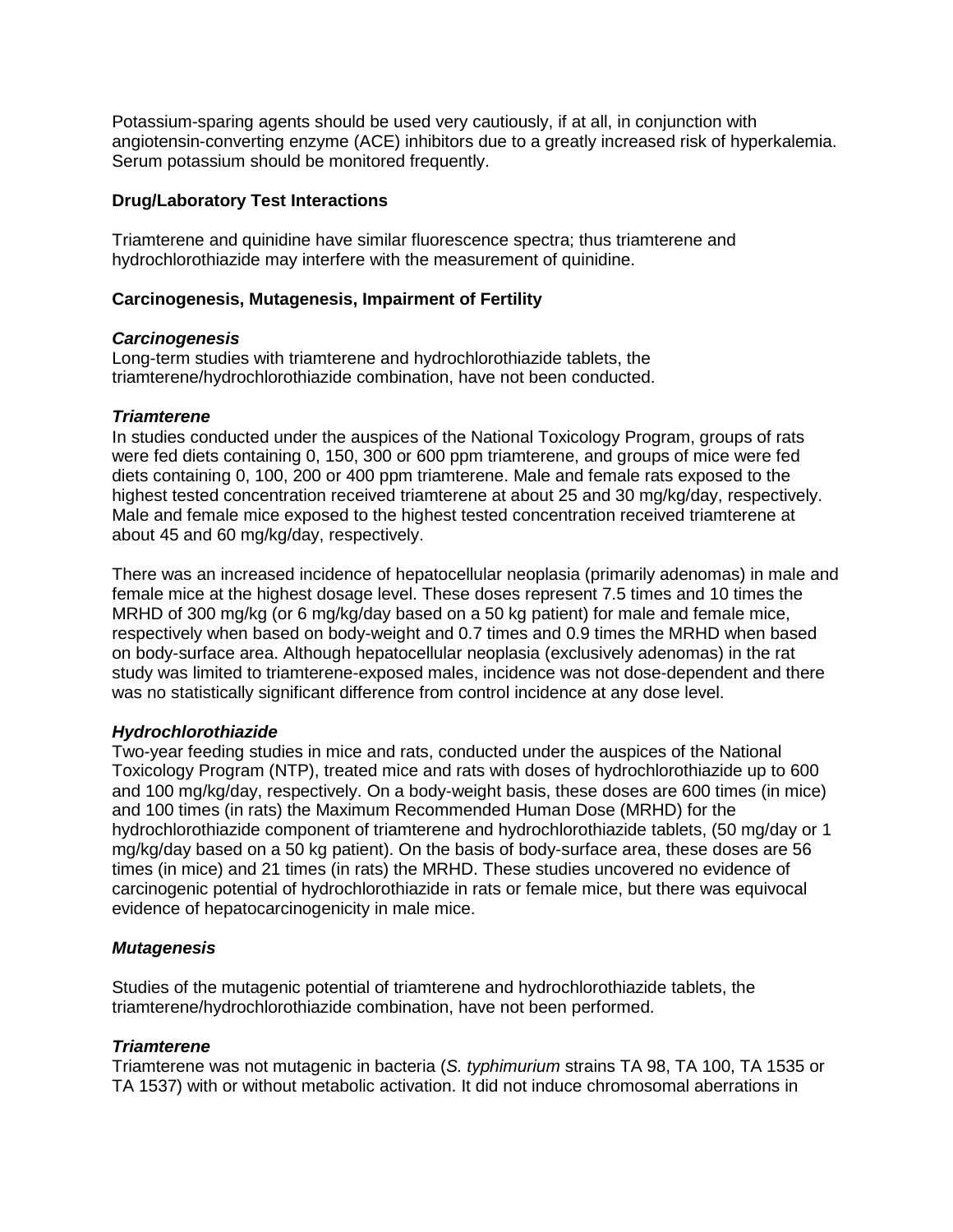Potassium-sparing agents should be used very cautiously, if at all, in conjunction with angiotensin-converting enzyme (ACE) inhibitors due to a greatly increased risk of hyperkalemia. Serum potassium should be monitored frequently.

**Drug/Laboratory Test Interactions**

Triamterene and quinidine have similar fluorescence spectra; thus triamterene and hydrochlorothiazide may interfere with the measurement of quinidine.

**Carcinogenesis, Mutagenesis, Impairment of Fertility**

***Carcinogenesis***

Long-term studies with triamterene and hydrochlorothiazide tablets, the triamterene/hydrochlorothiazide combination, have not been conducted.

***Triamterene***

In studies conducted under the auspices of the National Toxicology Program, groups of rats were fed diets containing 0, 150, 300 or 600 ppm triamterene, and groups of mice were fed diets containing 0, 100, 200 or 400 ppm triamterene. Male and female rats exposed to the highest tested concentration received triamterene at about 25 and 30 mg/kg/day, respectively. Male and female mice exposed to the highest tested concentration received triamterene at about 45 and 60 mg/kg/day, respectively.

There was an increased incidence of hepatocellular neoplasia (primarily adenomas) in male and female mice at the highest dosage level. These doses represent 7.5 times and 10 times the MRHD of 300 mg/kg (or 6 mg/kg/day based on a 50 kg patient) for male and female mice, respectively when based on body-weight and 0.7 times and 0.9 times the MRHD when based on body-surface area. Although hepatocellular neoplasia (exclusively adenomas) in the rat study was limited to triamterene-exposed males, incidence was not dose-dependent and there was no statistically significant difference from control incidence at any dose level.

***Hydrochlorothiazide***

Two-year feeding studies in mice and rats, conducted under the auspices of the National Toxicology Program (NTP), treated mice and rats with doses of hydrochlorothiazide up to 600 and 100 mg/kg/day, respectively. On a body-weight basis, these doses are 600 times (in mice) and 100 times (in rats) the Maximum Recommended Human Dose (MRHD) for the hydrochlorothiazide component of triamterene and hydrochlorothiazide tablets, (50 mg/day or 1 mg/kg/day based on a 50 kg patient). On the basis of body-surface area, these doses are 56 times (in mice) and 21 times (in rats) the MRHD. These studies uncovered no evidence of carcinogenic potential of hydrochlorothiazide in rats or female mice, but there was equivocal evidence of hepatocarcinogenicity in male mice.

***Mutagenesis***

Studies of the mutagenic potential of triamterene and hydrochlorothiazide tablets, the triamterene/hydrochlorothiazide combination, have not been performed.

***Triamterene***

Triamterene was not mutagenic in bacteria (*S. typhimurium* strains TA 98, TA 100, TA 1535 or TA 1537) with or without metabolic activation. It did not induce chromosomal aberrations in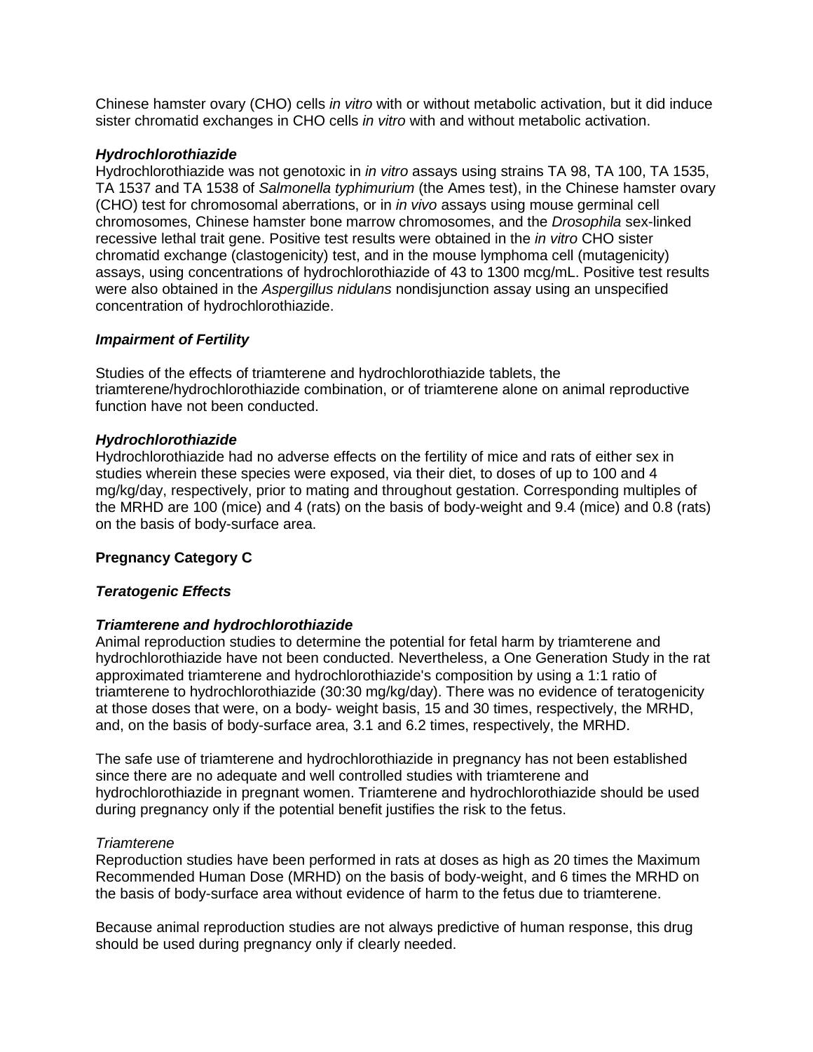Chinese hamster ovary (CHO) cells *in vitro* with or without metabolic activation, but it did induce sister chromatid exchanges in CHO cells *in vitro* with and without metabolic activation.

***Hydrochlorothiazide***
Hydrochlorothiazide was not genotoxic in *in vitro* assays using strains TA 98, TA 100, TA 1535, TA 1537 and TA 1538 of *Salmonella typhimurium* (the Ames test), in the Chinese hamster ovary (CHO) test for chromosomal aberrations, or in *in vivo* assays using mouse germinal cell chromosomes, Chinese hamster bone marrow chromosomes, and the *Drosophila* sex-linked recessive lethal trait gene. Positive test results were obtained in the *in vitro* CHO sister chromatid exchange (clastogenicity) test, and in the mouse lymphoma cell (mutagenicity) assays, using concentrations of hydrochlorothiazide of 43 to 1300 mcg/mL. Positive test results were also obtained in the *Aspergillus nidulans* nondisjunction assay using an unspecified concentration of hydrochlorothiazide.

***Impairment of Fertility***

Studies of the effects of triamterene and hydrochlorothiazide tablets, the triamterene/hydrochlorothiazide combination, or of triamterene alone on animal reproductive function have not been conducted.

***Hydrochlorothiazide***
Hydrochlorothiazide had no adverse effects on the fertility of mice and rats of either sex in studies wherein these species were exposed, via their diet, to doses of up to 100 and 4 mg/kg/day, respectively, prior to mating and throughout gestation. Corresponding multiples of the MRHD are 100 (mice) and 4 (rats) on the basis of body-weight and 9.4 (mice) and 0.8 (rats) on the basis of body-surface area.

**Pregnancy Category C**

***Teratogenic Effects***

***Triamterene and hydrochlorothiazide***
Animal reproduction studies to determine the potential for fetal harm by triamterene and hydrochlorothiazide have not been conducted. Nevertheless, a One Generation Study in the rat approximated triamterene and hydrochlorothiazide's composition by using a 1:1 ratio of triamterene to hydrochlorothiazide (30:30 mg/kg/day). There was no evidence of teratogenicity at those doses that were, on a body- weight basis, 15 and 30 times, respectively, the MRHD, and, on the basis of body-surface area, 3.1 and 6.2 times, respectively, the MRHD.

The safe use of triamterene and hydrochlorothiazide in pregnancy has not been established since there are no adequate and well controlled studies with triamterene and hydrochlorothiazide in pregnant women. Triamterene and hydrochlorothiazide should be used during pregnancy only if the potential benefit justifies the risk to the fetus.

*Triamterene*
Reproduction studies have been performed in rats at doses as high as 20 times the Maximum Recommended Human Dose (MRHD) on the basis of body-weight, and 6 times the MRHD on the basis of body-surface area without evidence of harm to the fetus due to triamterene.

Because animal reproduction studies are not always predictive of human response, this drug should be used during pregnancy only if clearly needed.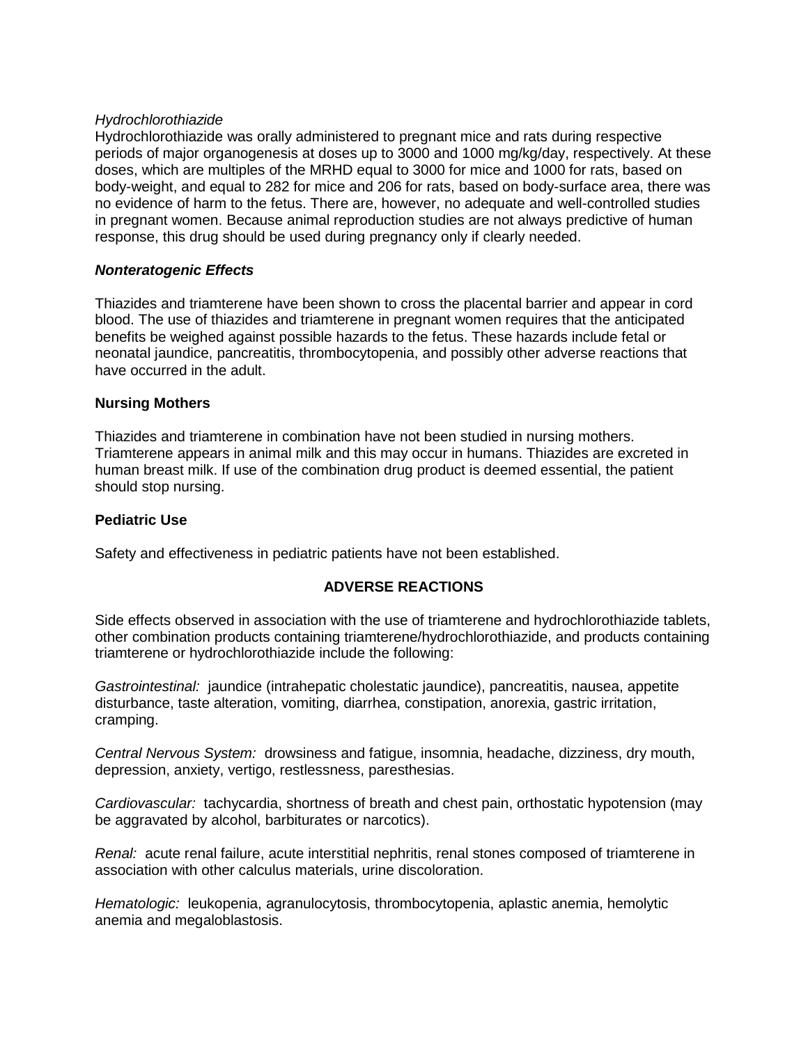*Hydrochlorothiazide*

Hydrochlorothiazide was orally administered to pregnant mice and rats during respective periods of major organogenesis at doses up to 3000 and 1000 mg/kg/day, respectively. At these doses, which are multiples of the MRHD equal to 3000 for mice and 1000 for rats, based on body-weight, and equal to 282 for mice and 206 for rats, based on body-surface area, there was no evidence of harm to the fetus. There are, however, no adequate and well-controlled studies in pregnant women. Because animal reproduction studies are not always predictive of human response, this drug should be used during pregnancy only if clearly needed.

***Nonteratogenic Effects***

Thiazides and triamterene have been shown to cross the placental barrier and appear in cord blood. The use of thiazides and triamterene in pregnant women requires that the anticipated benefits be weighed against possible hazards to the fetus. These hazards include fetal or neonatal jaundice, pancreatitis, thrombocytopenia, and possibly other adverse reactions that have occurred in the adult.

**Nursing Mothers**

Thiazides and triamterene in combination have not been studied in nursing mothers. Triamterene appears in animal milk and this may occur in humans. Thiazides are excreted in human breast milk. If use of the combination drug product is deemed essential, the patient should stop nursing.

**Pediatric Use**

Safety and effectiveness in pediatric patients have not been established.

## ADVERSE REACTIONS

Side effects observed in association with the use of triamterene and hydrochlorothiazide tablets, other combination products containing triamterene/hydrochlorothiazide, and products containing triamterene or hydrochlorothiazide include the following:

*Gastrointestinal:* jaundice (intrahepatic cholestatic jaundice), pancreatitis, nausea, appetite disturbance, taste alteration, vomiting, diarrhea, constipation, anorexia, gastric irritation, cramping.

*Central Nervous System:* drowsiness and fatigue, insomnia, headache, dizziness, dry mouth, depression, anxiety, vertigo, restlessness, paresthesias.

*Cardiovascular:* tachycardia, shortness of breath and chest pain, orthostatic hypotension (may be aggravated by alcohol, barbiturates or narcotics).

*Renal:* acute renal failure, acute interstitial nephritis, renal stones composed of triamterene in association with other calculus materials, urine discoloration.

*Hematologic:* leukopenia, agranulocytosis, thrombocytopenia, aplastic anemia, hemolytic anemia and megaloblastosis.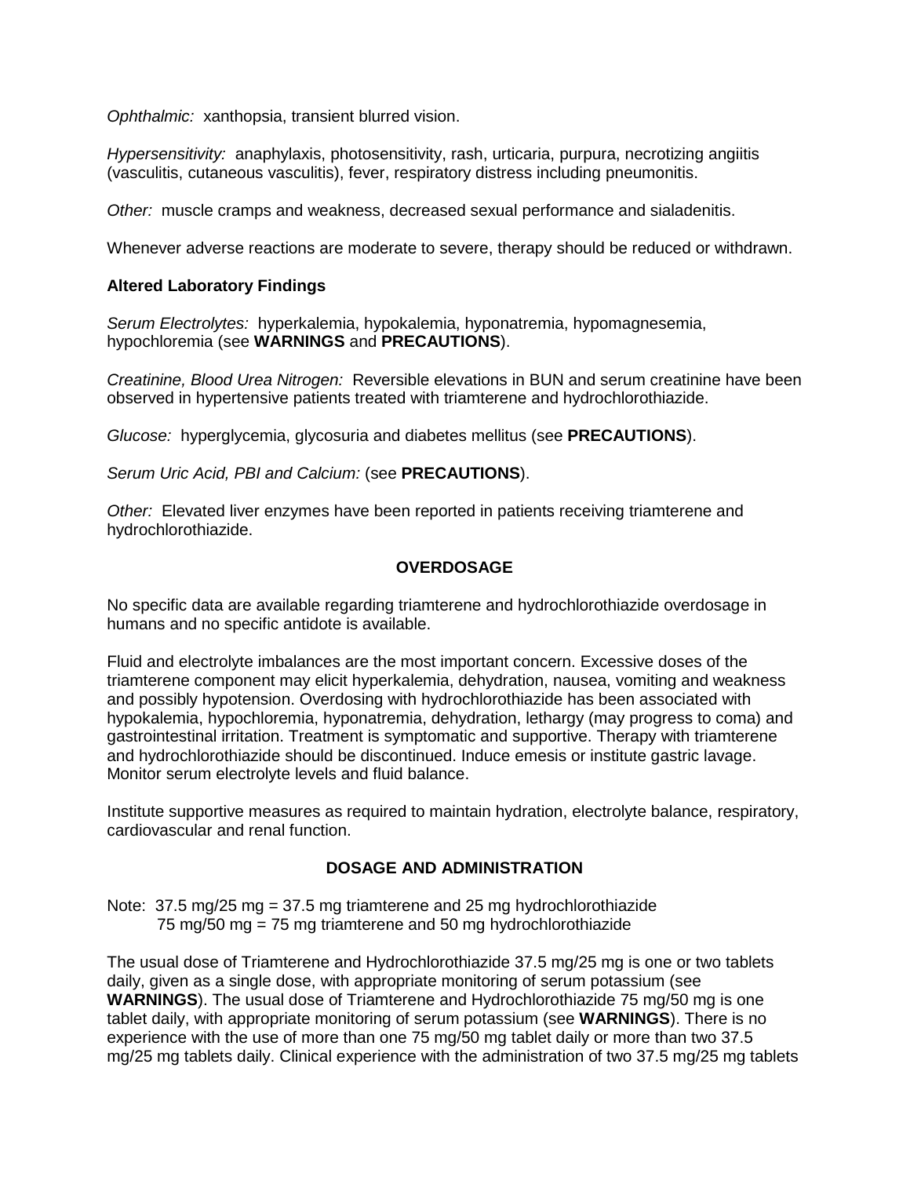*Ophthalmic:* xanthopsia, transient blurred vision.

*Hypersensitivity:* anaphylaxis, photosensitivity, rash, urticaria, purpura, necrotizing angiitis (vasculitis, cutaneous vasculitis), fever, respiratory distress including pneumonitis.

*Other:* muscle cramps and weakness, decreased sexual performance and sialadenitis.

Whenever adverse reactions are moderate to severe, therapy should be reduced or withdrawn.

**Altered Laboratory Findings**

*Serum Electrolytes:* hyperkalemia, hypokalemia, hyponatremia, hypomagnesemia, hypochloremia (see **WARNINGS** and **PRECAUTIONS**).

*Creatinine, Blood Urea Nitrogen:* Reversible elevations in BUN and serum creatinine have been observed in hypertensive patients treated with triamterene and hydrochlorothiazide.

*Glucose:* hyperglycemia, glycosuria and diabetes mellitus (see **PRECAUTIONS**).

*Serum Uric Acid, PBI and Calcium:* (see **PRECAUTIONS**).

*Other:* Elevated liver enzymes have been reported in patients receiving triamterene and hydrochlorothiazide.

## OVERDOSAGE

No specific data are available regarding triamterene and hydrochlorothiazide overdosage in humans and no specific antidote is available.

Fluid and electrolyte imbalances are the most important concern. Excessive doses of the triamterene component may elicit hyperkalemia, dehydration, nausea, vomiting and weakness and possibly hypotension. Overdosing with hydrochlorothiazide has been associated with hypokalemia, hypochloremia, hyponatremia, dehydration, lethargy (may progress to coma) and gastrointestinal irritation. Treatment is symptomatic and supportive. Therapy with triamterene and hydrochlorothiazide should be discontinued. Induce emesis or institute gastric lavage. Monitor serum electrolyte levels and fluid balance.

Institute supportive measures as required to maintain hydration, electrolyte balance, respiratory, cardiovascular and renal function.

## DOSAGE AND ADMINISTRATION

Note: 37.5 mg/25 mg = 37.5 mg triamterene and 25 mg hydrochlorothiazide
75 mg/50 mg = 75 mg triamterene and 50 mg hydrochlorothiazide

The usual dose of Triamterene and Hydrochlorothiazide 37.5 mg/25 mg is one or two tablets daily, given as a single dose, with appropriate monitoring of serum potassium (see **WARNINGS**). The usual dose of Triamterene and Hydrochlorothiazide 75 mg/50 mg is one tablet daily, with appropriate monitoring of serum potassium (see **WARNINGS**). There is no experience with the use of more than one 75 mg/50 mg tablet daily or more than two 37.5 mg/25 mg tablets daily. Clinical experience with the administration of two 37.5 mg/25 mg tablets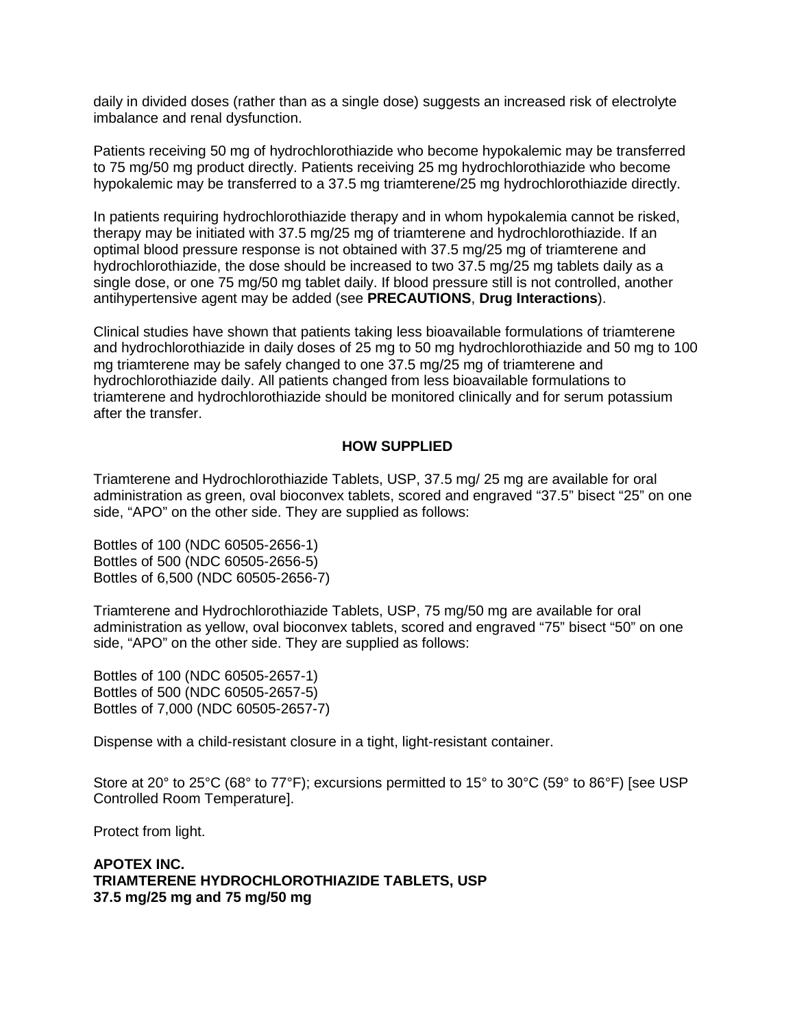daily in divided doses (rather than as a single dose) suggests an increased risk of electrolyte imbalance and renal dysfunction.

Patients receiving 50 mg of hydrochlorothiazide who become hypokalemic may be transferred to 75 mg/50 mg product directly. Patients receiving 25 mg hydrochlorothiazide who become hypokalemic may be transferred to a 37.5 mg triamterene/25 mg hydrochlorothiazide directly.

In patients requiring hydrochlorothiazide therapy and in whom hypokalemia cannot be risked, therapy may be initiated with 37.5 mg/25 mg of triamterene and hydrochlorothiazide. If an optimal blood pressure response is not obtained with 37.5 mg/25 mg of triamterene and hydrochlorothiazide, the dose should be increased to two 37.5 mg/25 mg tablets daily as a single dose, or one 75 mg/50 mg tablet daily. If blood pressure still is not controlled, another antihypertensive agent may be added (see **PRECAUTIONS**, **Drug Interactions**).

Clinical studies have shown that patients taking less bioavailable formulations of triamterene and hydrochlorothiazide in daily doses of 25 mg to 50 mg hydrochlorothiazide and 50 mg to 100 mg triamterene may be safely changed to one 37.5 mg/25 mg of triamterene and hydrochlorothiazide daily. All patients changed from less bioavailable formulations to triamterene and hydrochlorothiazide should be monitored clinically and for serum potassium after the transfer.

## HOW SUPPLIED

Triamterene and Hydrochlorothiazide Tablets, USP, 37.5 mg/ 25 mg are available for oral administration as green, oval bioconvex tablets, scored and engraved “37.5” bisect “25” on one side, “APO” on the other side. They are supplied as follows:

Bottles of 100 (NDC 60505-2656-1)
Bottles of 500 (NDC 60505-2656-5)
Bottles of 6,500 (NDC 60505-2656-7)

Triamterene and Hydrochlorothiazide Tablets, USP, 75 mg/50 mg are available for oral administration as yellow, oval bioconvex tablets, scored and engraved “75” bisect “50” on one side, “APO” on the other side. They are supplied as follows:

Bottles of 100 (NDC 60505-2657-1)
Bottles of 500 (NDC 60505-2657-5)
Bottles of 7,000 (NDC 60505-2657-7)

Dispense with a child-resistant closure in a tight, light-resistant container.

Store at 20° to 25°C (68° to 77°F); excursions permitted to 15° to 30°C (59° to 86°F) [see USP Controlled Room Temperature].

Protect from light.

**APOTEX INC.**
**TRIAMTERENE HYDROCHLOROTHIAZIDE TABLETS, USP**
**37.5 mg/25 mg and 75 mg/50 mg**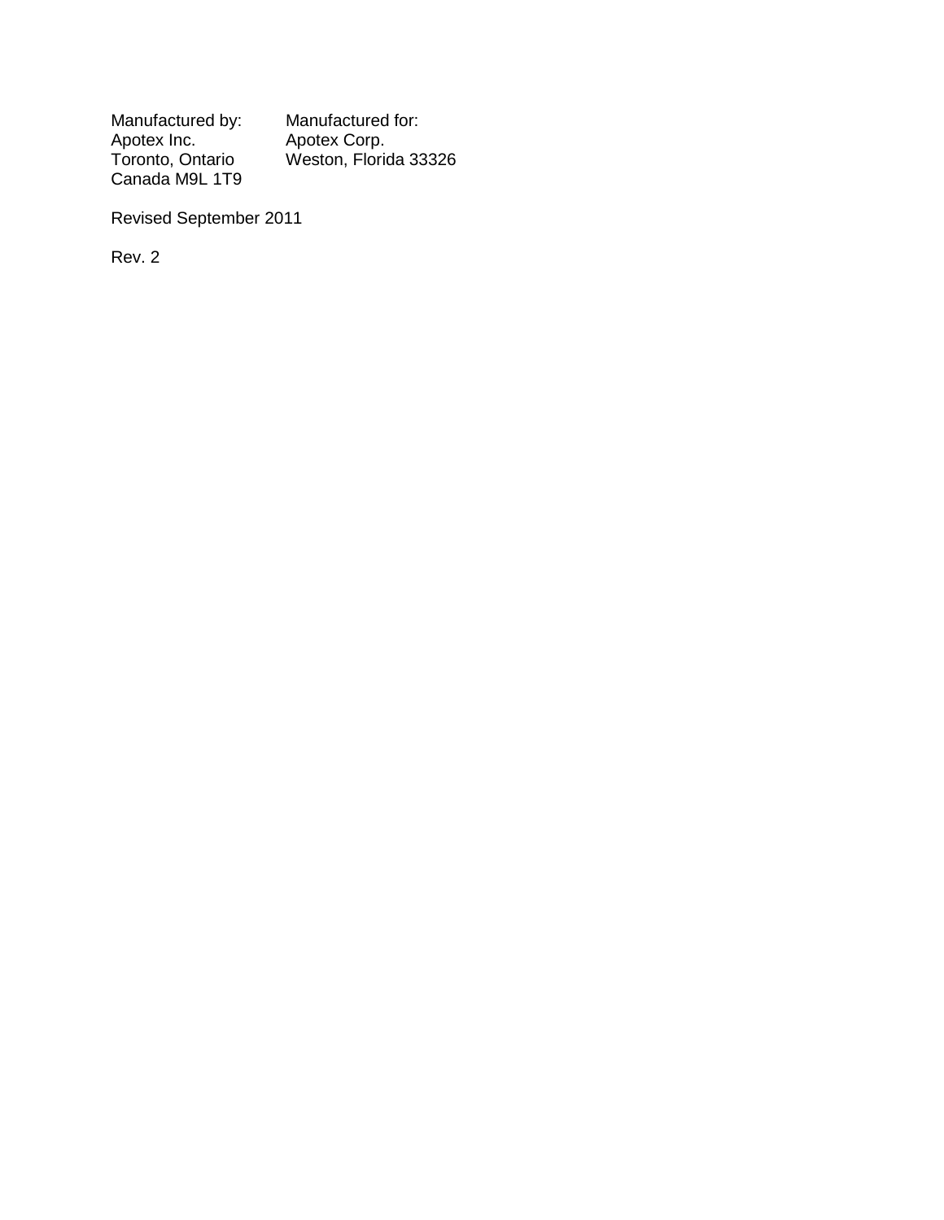Manufactured by:
Apotex Inc.
Toronto, Ontario
Canada M9L 1T9

Manufactured for:
Apotex Corp.
Weston, Florida 33326

Revised September 2011

Rev. 2